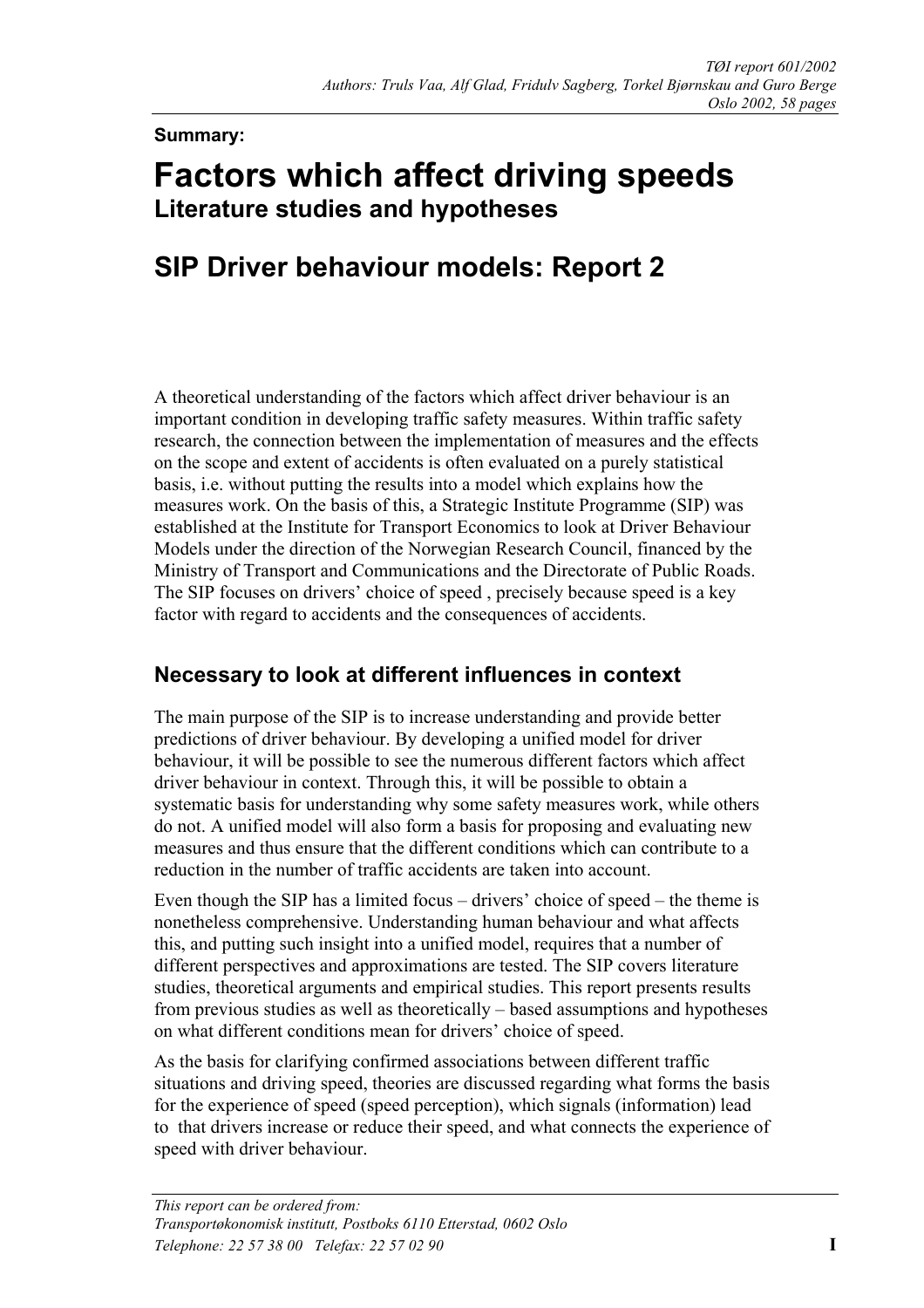TØI report 601/2002
Authors: Truls Vaa, Alf Glad, Fridulv Sagberg, Torkel Bjørnskau and Guro Berge
Oslo 2002, 58 pages

**Summary:**

# Factors which affect driving speeds

## Literature studies and hypotheses

## SIP Driver behaviour models: Report 2

A theoretical understanding of the factors which affect driver behaviour is an important condition in developing traffic safety measures. Within traffic safety research, the connection between the implementation of measures and the effects on the scope and extent of accidents is often evaluated on a purely statistical basis, i.e. without putting the results into a model which explains how the measures work. On the basis of this, a Strategic Institute Programme (SIP) was established at the Institute for Transport Economics to look at Driver Behaviour Models under the direction of the Norwegian Research Council, financed by the Ministry of Transport and Communications and the Directorate of Public Roads. The SIP focuses on drivers' choice of speed , precisely because speed is a key factor with regard to accidents and the consequences of accidents.

### Necessary to look at different influences in context

The main purpose of the SIP is to increase understanding and provide better predictions of driver behaviour. By developing a unified model for driver behaviour, it will be possible to see the numerous different factors which affect driver behaviour in context. Through this, it will be possible to obtain a systematic basis for understanding why some safety measures work, while others do not. A unified model will also form a basis for proposing and evaluating new measures and thus ensure that the different conditions which can contribute to a reduction in the number of traffic accidents are taken into account.

Even though the SIP has a limited focus – drivers' choice of speed – the theme is nonetheless comprehensive. Understanding human behaviour and what affects this, and putting such insight into a unified model, requires that a number of different perspectives and approximations are tested. The SIP covers literature studies, theoretical arguments and empirical studies. This report presents results from previous studies as well as theoretically – based assumptions and hypotheses on what different conditions mean for drivers' choice of speed.

As the basis for clarifying confirmed associations between different traffic situations and driving speed, theories are discussed regarding what forms the basis for the experience of speed (speed perception), which signals (information) lead to that drivers increase or reduce their speed, and what connects the experience of speed with driver behaviour.

*This report can be ordered from:*
*Transportøkonomisk institutt, Postboks 6110 Etterstad, 0602 Oslo*
*Telephone: 22 57 38 00 Telefax: 22 57 02 90*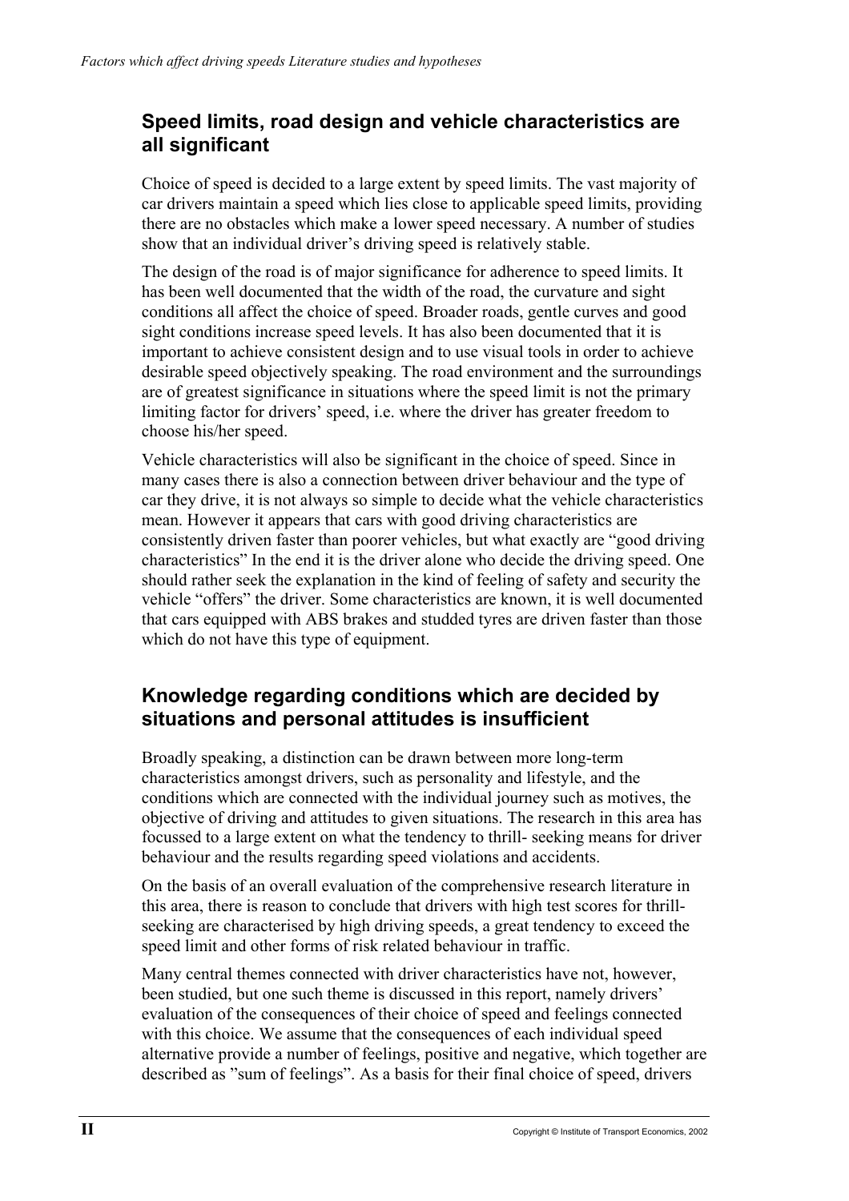## Speed limits, road design and vehicle characteristics are all significant

Choice of speed is decided to a large extent by speed limits. The vast majority of car drivers maintain a speed which lies close to applicable speed limits, providing there are no obstacles which make a lower speed necessary. A number of studies show that an individual driver's driving speed is relatively stable.

The design of the road is of major significance for adherence to speed limits. It has been well documented that the width of the road, the curvature and sight conditions all affect the choice of speed. Broader roads, gentle curves and good sight conditions increase speed levels. It has also been documented that it is important to achieve consistent design and to use visual tools in order to achieve desirable speed objectively speaking. The road environment and the surroundings are of greatest significance in situations where the speed limit is not the primary limiting factor for drivers' speed, i.e. where the driver has greater freedom to choose his/her speed.

Vehicle characteristics will also be significant in the choice of speed. Since in many cases there is also a connection between driver behaviour and the type of car they drive, it is not always so simple to decide what the vehicle characteristics mean. However it appears that cars with good driving characteristics are consistently driven faster than poorer vehicles, but what exactly are "good driving characteristics" In the end it is the driver alone who decide the driving speed. One should rather seek the explanation in the kind of feeling of safety and security the vehicle "offers" the driver. Some characteristics are known, it is well documented that cars equipped with ABS brakes and studded tyres are driven faster than those which do not have this type of equipment.

## Knowledge regarding conditions which are decided by situations and personal attitudes is insufficient

Broadly speaking, a distinction can be drawn between more long-term characteristics amongst drivers, such as personality and lifestyle, and the conditions which are connected with the individual journey such as motives, the objective of driving and attitudes to given situations. The research in this area has focussed to a large extent on what the tendency to thrill- seeking means for driver behaviour and the results regarding speed violations and accidents.

On the basis of an overall evaluation of the comprehensive research literature in this area, there is reason to conclude that drivers with high test scores for thrill-seeking are characterised by high driving speeds, a great tendency to exceed the speed limit and other forms of risk related behaviour in traffic.

Many central themes connected with driver characteristics have not, however, been studied, but one such theme is discussed in this report, namely drivers' evaluation of the consequences of their choice of speed and feelings connected with this choice. We assume that the consequences of each individual speed alternative provide a number of feelings, positive and negative, which together are described as "sum of feelings". As a basis for their final choice of speed, drivers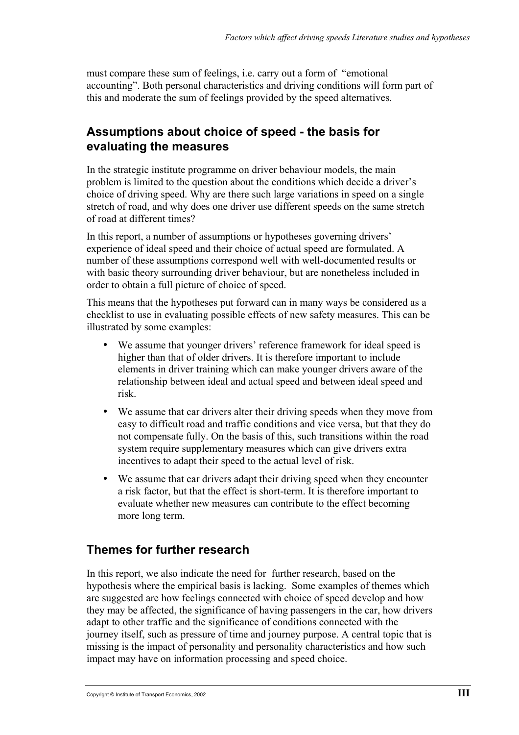must compare these sum of feelings, i.e. carry out a form of "emotional accounting". Both personal characteristics and driving conditions will form part of this and moderate the sum of feelings provided by the speed alternatives.

## Assumptions about choice of speed - the basis for evaluating the measures

In the strategic institute programme on driver behaviour models, the main problem is limited to the question about the conditions which decide a driver's choice of driving speed. Why are there such large variations in speed on a single stretch of road, and why does one driver use different speeds on the same stretch of road at different times?

In this report, a number of assumptions or hypotheses governing drivers' experience of ideal speed and their choice of actual speed are formulated. A number of these assumptions correspond well with well-documented results or with basic theory surrounding driver behaviour, but are nonetheless included in order to obtain a full picture of choice of speed.

This means that the hypotheses put forward can in many ways be considered as a checklist to use in evaluating possible effects of new safety measures. This can be illustrated by some examples:

- We assume that younger drivers' reference framework for ideal speed is higher than that of older drivers. It is therefore important to include elements in driver training which can make younger drivers aware of the relationship between ideal and actual speed and between ideal speed and risk.
- We assume that car drivers alter their driving speeds when they move from easy to difficult road and traffic conditions and vice versa, but that they do not compensate fully. On the basis of this, such transitions within the road system require supplementary measures which can give drivers extra incentives to adapt their speed to the actual level of risk.
- We assume that car drivers adapt their driving speed when they encounter a risk factor, but that the effect is short-term. It is therefore important to evaluate whether new measures can contribute to the effect becoming more long term.

## Themes for further research

In this report, we also indicate the need for further research, based on the hypothesis where the empirical basis is lacking. Some examples of themes which are suggested are how feelings connected with choice of speed develop and how they may be affected, the significance of having passengers in the car, how drivers adapt to other traffic and the significance of conditions connected with the journey itself, such as pressure of time and journey purpose. A central topic that is missing is the impact of personality and personality characteristics and how such impact may have on information processing and speed choice.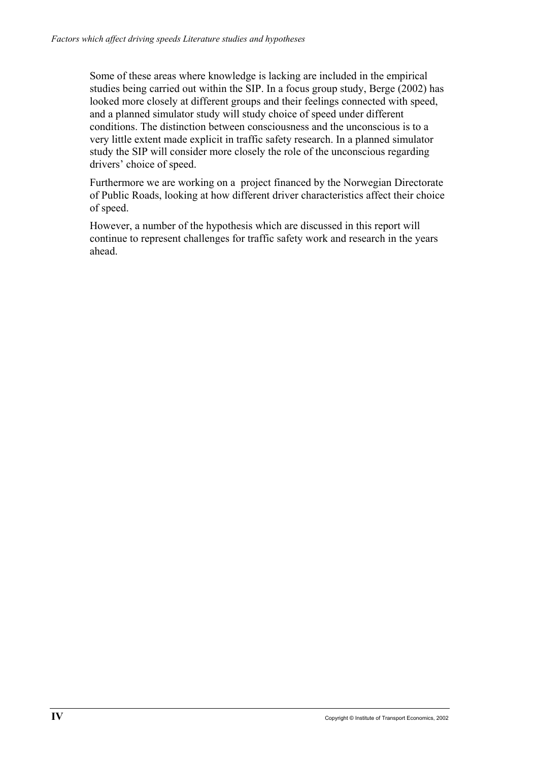Some of these areas where knowledge is lacking are included in the empirical studies being carried out within the SIP. In a focus group study, Berge (2002) has looked more closely at different groups and their feelings connected with speed, and a planned simulator study will study choice of speed under different conditions. The distinction between consciousness and the unconscious is to a very little extent made explicit in traffic safety research. In a planned simulator study the SIP will consider more closely the role of the unconscious regarding drivers' choice of speed.

Furthermore we are working on a project financed by the Norwegian Directorate of Public Roads, looking at how different driver characteristics affect their choice of speed.

However, a number of the hypothesis which are discussed in this report will continue to represent challenges for traffic safety work and research in the years ahead.